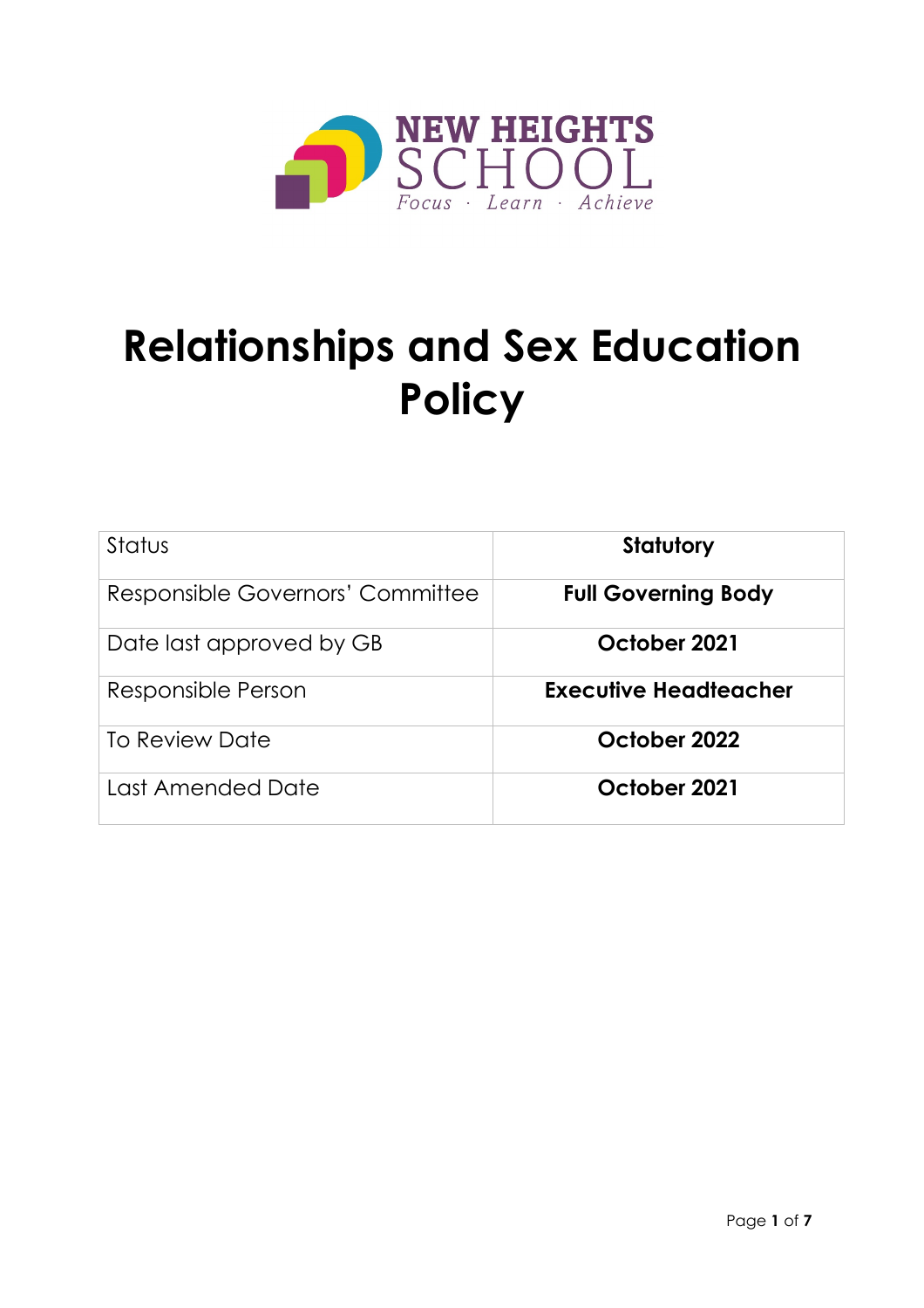NEW HEIGHTS SCHOOL

*Focus · Learn · Achieve*

# Relationships and Sex Education Policy

| Status | **Statutory** |
|---|---|
| Responsible Governors' Committee | **Full Governing Body** |
| Date last approved by GB | **October 2021** |
| Responsible Person | **Executive Headteacher** |
| To Review Date | **October 2022** |
| Last Amended Date | **October 2021** |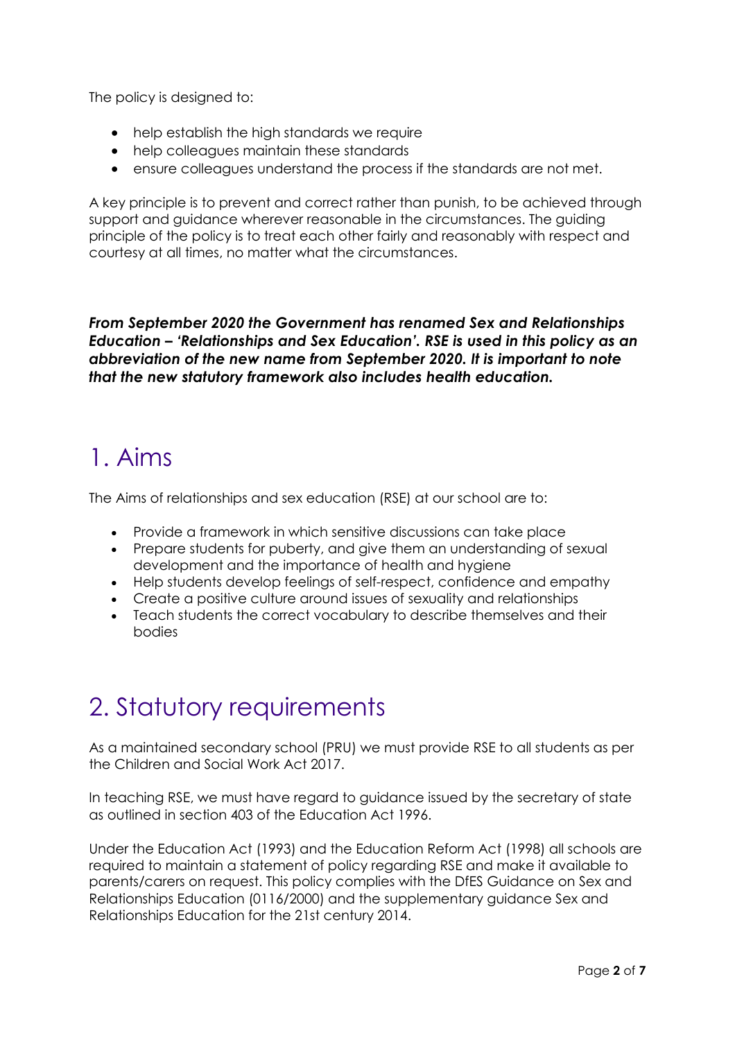The policy is designed to:

- help establish the high standards we require
- help colleagues maintain these standards
- ensure colleagues understand the process if the standards are not met.

A key principle is to prevent and correct rather than punish, to be achieved through support and guidance wherever reasonable in the circumstances. The guiding principle of the policy is to treat each other fairly and reasonably with respect and courtesy at all times, no matter what the circumstances.

***From September 2020 the Government has renamed Sex and Relationships Education – 'Relationships and Sex Education'. RSE is used in this policy as an abbreviation of the new name from September 2020. It is important to note that the new statutory framework also includes health education.***

# 1. Aims

The Aims of relationships and sex education (RSE) at our school are to:

- Provide a framework in which sensitive discussions can take place
- Prepare students for puberty, and give them an understanding of sexual development and the importance of health and hygiene
- Help students develop feelings of self-respect, confidence and empathy
- Create a positive culture around issues of sexuality and relationships
- Teach students the correct vocabulary to describe themselves and their bodies

# 2. Statutory requirements

As a maintained secondary school (PRU) we must provide RSE to all students as per the Children and Social Work Act 2017.

In teaching RSE, we must have regard to guidance issued by the secretary of state as outlined in section 403 of the Education Act 1996.

Under the Education Act (1993) and the Education Reform Act (1998) all schools are required to maintain a statement of policy regarding RSE and make it available to parents/carers on request. This policy complies with the DfES Guidance on Sex and Relationships Education (0116/2000) and the supplementary guidance Sex and Relationships Education for the 21st century 2014.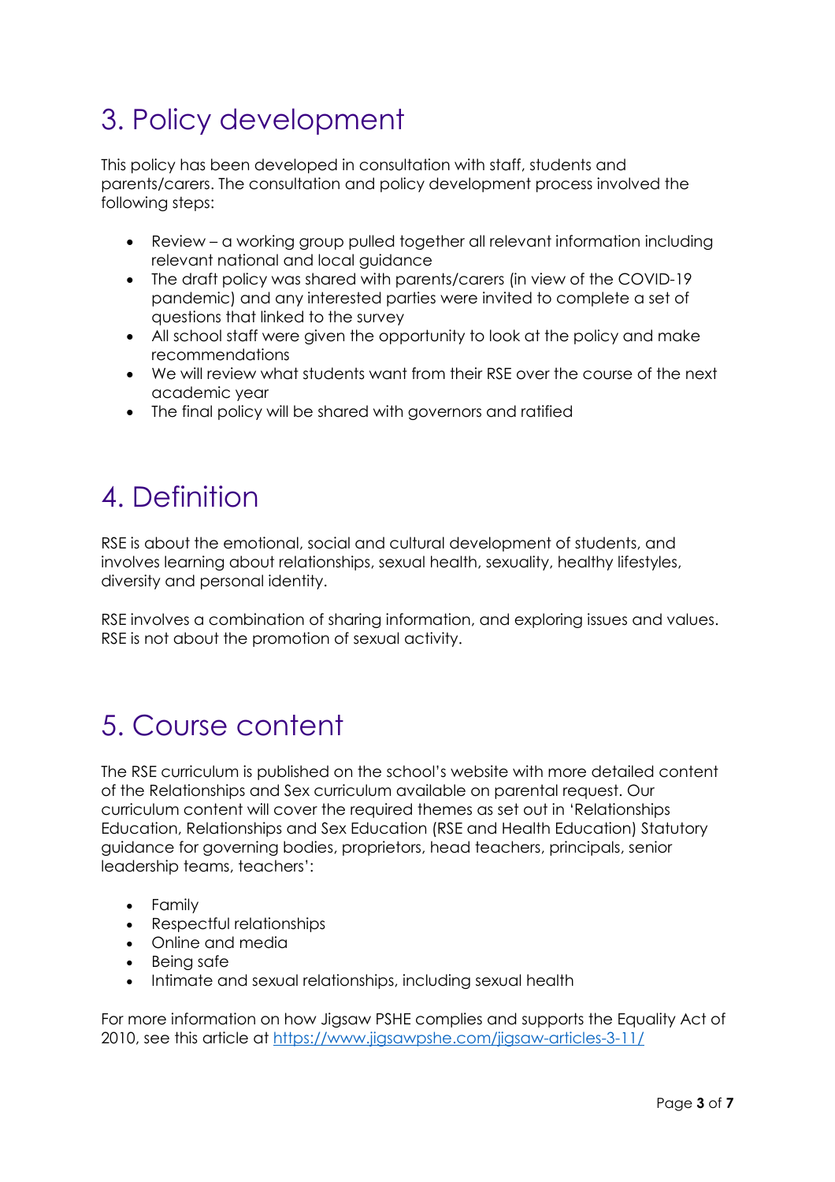## 3. Policy development

This policy has been developed in consultation with staff, students and parents/carers. The consultation and policy development process involved the following steps:

- Review – a working group pulled together all relevant information including relevant national and local guidance
- The draft policy was shared with parents/carers (in view of the COVID-19 pandemic) and any interested parties were invited to complete a set of questions that linked to the survey
- All school staff were given the opportunity to look at the policy and make recommendations
- We will review what students want from their RSE over the course of the next academic year
- The final policy will be shared with governors and ratified

## 4. Definition

RSE is about the emotional, social and cultural development of students, and involves learning about relationships, sexual health, sexuality, healthy lifestyles, diversity and personal identity.

RSE involves a combination of sharing information, and exploring issues and values. RSE is not about the promotion of sexual activity.

## 5. Course content

The RSE curriculum is published on the school's website with more detailed content of the Relationships and Sex curriculum available on parental request. Our curriculum content will cover the required themes as set out in 'Relationships Education, Relationships and Sex Education (RSE and Health Education) Statutory guidance for governing bodies, proprietors, head teachers, principals, senior leadership teams, teachers':

- Family
- Respectful relationships
- Online and media
- Being safe
- Intimate and sexual relationships, including sexual health

For more information on how Jigsaw PSHE complies and supports the Equality Act of 2010, see this article at https://www.jigsawpshe.com/jigsaw-articles-3-11/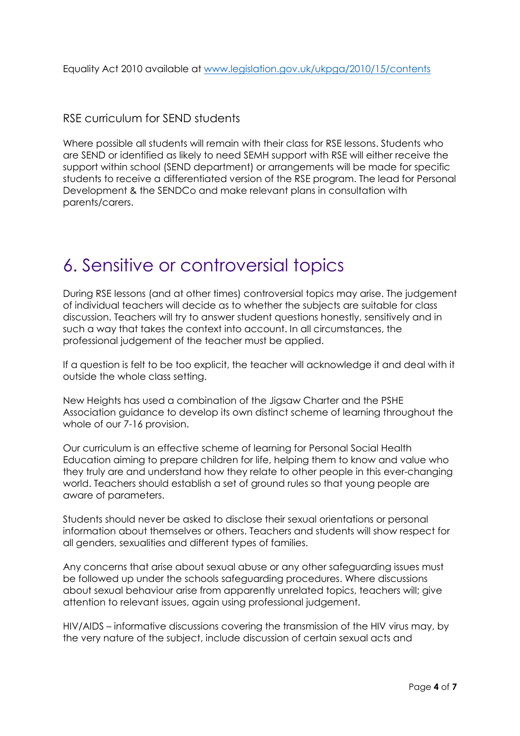Equality Act 2010 available at [www.legislation.gov.uk/ukpga/2010/15/contents](http://www.legislation.gov.uk/ukpga/2010/15/contents)

### RSE curriculum for SEND students

Where possible all students will remain with their class for RSE lessons. Students who are SEND or identified as likely to need SEMH support with RSE will either receive the support within school (SEND department) or arrangements will be made for specific students to receive a differentiated version of the RSE program. The lead for Personal Development & the SENDCo and make relevant plans in consultation with parents/carers.

# 6. Sensitive or controversial topics

During RSE lessons (and at other times) controversial topics may arise. The judgement of individual teachers will decide as to whether the subjects are suitable for class discussion. Teachers will try to answer student questions honestly, sensitively and in such a way that takes the context into account. In all circumstances, the professional judgement of the teacher must be applied.

If a question is felt to be too explicit, the teacher will acknowledge it and deal with it outside the whole class setting.

New Heights has used a combination of the Jigsaw Charter and the PSHE Association guidance to develop its own distinct scheme of learning throughout the whole of our 7-16 provision.

Our curriculum is an effective scheme of learning for Personal Social Health Education aiming to prepare children for life, helping them to know and value who they truly are and understand how they relate to other people in this ever-changing world. Teachers should establish a set of ground rules so that young people are aware of parameters.

Students should never be asked to disclose their sexual orientations or personal information about themselves or others. Teachers and students will show respect for all genders, sexualities and different types of families.

Any concerns that arise about sexual abuse or any other safeguarding issues must be followed up under the schools safeguarding procedures. Where discussions about sexual behaviour arise from apparently unrelated topics, teachers will; give attention to relevant issues, again using professional judgement.

HIV/AIDS – informative discussions covering the transmission of the HIV virus may, by the very nature of the subject, include discussion of certain sexual acts and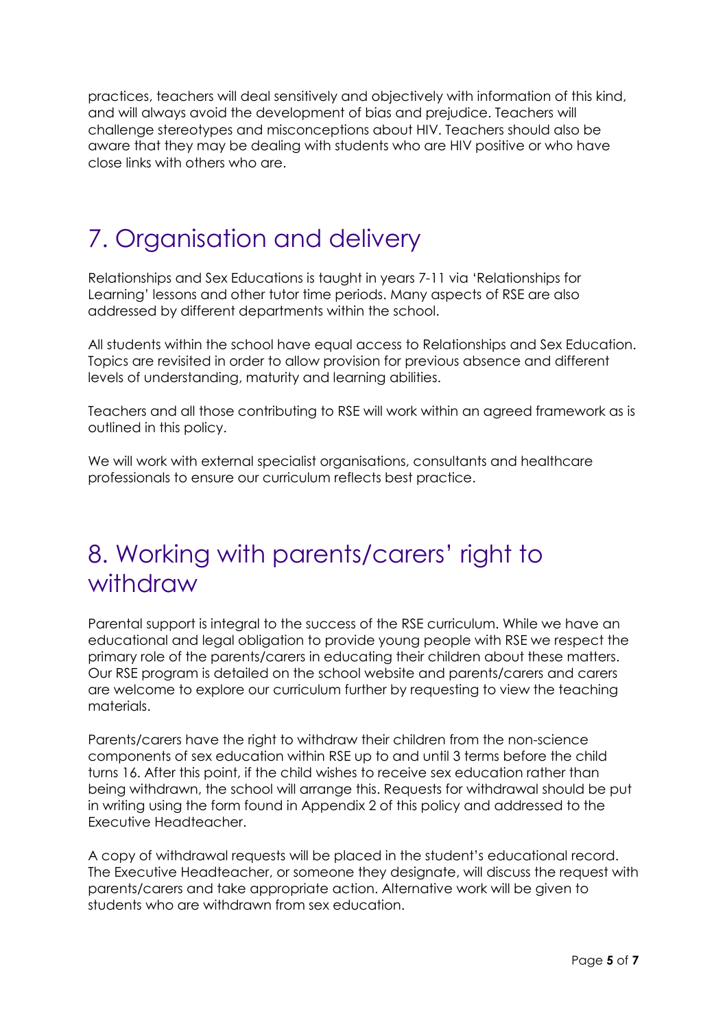practices, teachers will deal sensitively and objectively with information of this kind, and will always avoid the development of bias and prejudice. Teachers will challenge stereotypes and misconceptions about HIV. Teachers should also be aware that they may be dealing with students who are HIV positive or who have close links with others who are.

# 7. Organisation and delivery

Relationships and Sex Educations is taught in years 7-11 via 'Relationships for Learning' lessons and other tutor time periods. Many aspects of RSE are also addressed by different departments within the school.

All students within the school have equal access to Relationships and Sex Education. Topics are revisited in order to allow provision for previous absence and different levels of understanding, maturity and learning abilities.

Teachers and all those contributing to RSE will work within an agreed framework as is outlined in this policy.

We will work with external specialist organisations, consultants and healthcare professionals to ensure our curriculum reflects best practice.

# 8. Working with parents/carers' right to withdraw

Parental support is integral to the success of the RSE curriculum. While we have an educational and legal obligation to provide young people with RSE we respect the primary role of the parents/carers in educating their children about these matters. Our RSE program is detailed on the school website and parents/carers and carers are welcome to explore our curriculum further by requesting to view the teaching materials.

Parents/carers have the right to withdraw their children from the non-science components of sex education within RSE up to and until 3 terms before the child turns 16. After this point, if the child wishes to receive sex education rather than being withdrawn, the school will arrange this. Requests for withdrawal should be put in writing using the form found in Appendix 2 of this policy and addressed to the Executive Headteacher.

A copy of withdrawal requests will be placed in the student's educational record. The Executive Headteacher, or someone they designate, will discuss the request with parents/carers and take appropriate action. Alternative work will be given to students who are withdrawn from sex education.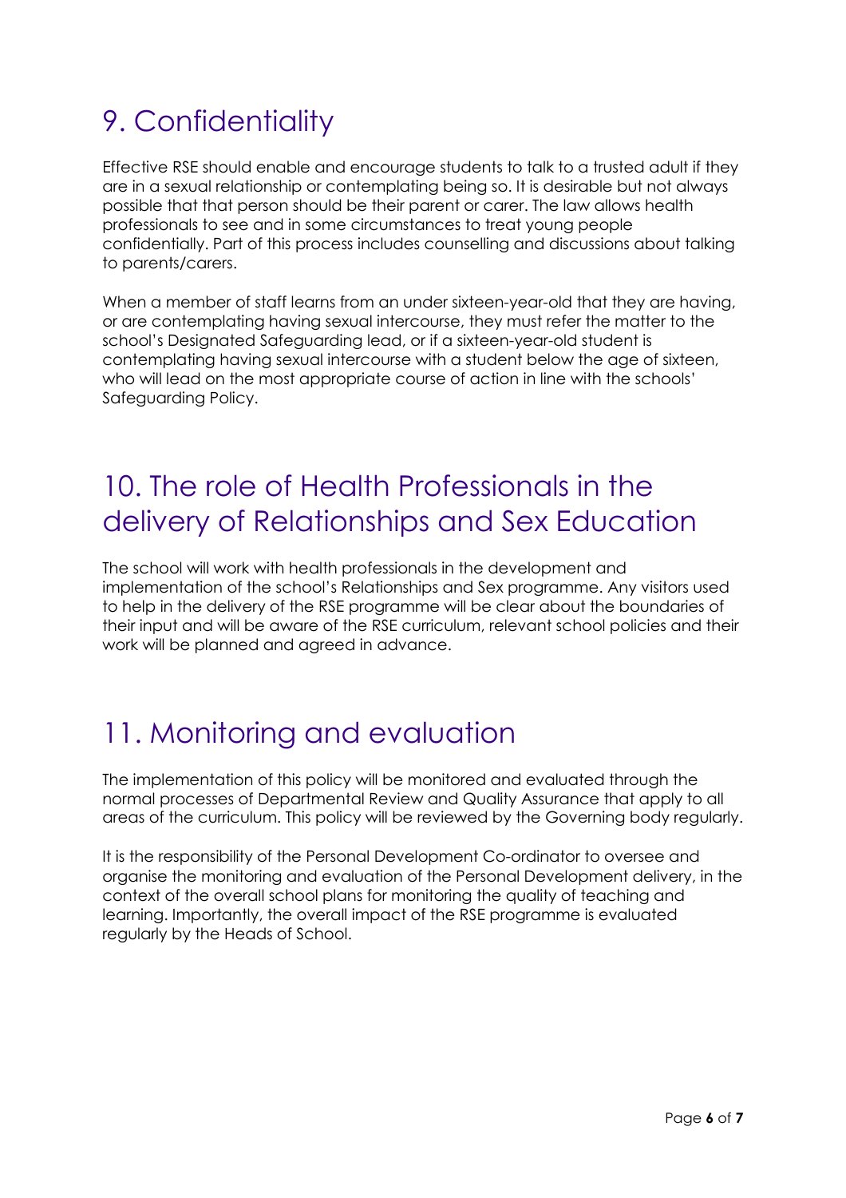# 9. Confidentiality

Effective RSE should enable and encourage students to talk to a trusted adult if they are in a sexual relationship or contemplating being so. It is desirable but not always possible that that person should be their parent or carer. The law allows health professionals to see and in some circumstances to treat young people confidentially. Part of this process includes counselling and discussions about talking to parents/carers.

When a member of staff learns from an under sixteen-year-old that they are having, or are contemplating having sexual intercourse, they must refer the matter to the school's Designated Safeguarding lead, or if a sixteen-year-old student is contemplating having sexual intercourse with a student below the age of sixteen, who will lead on the most appropriate course of action in line with the schools' Safeguarding Policy.

# 10. The role of Health Professionals in the delivery of Relationships and Sex Education

The school will work with health professionals in the development and implementation of the school's Relationships and Sex programme. Any visitors used to help in the delivery of the RSE programme will be clear about the boundaries of their input and will be aware of the RSE curriculum, relevant school policies and their work will be planned and agreed in advance.

# 11. Monitoring and evaluation

The implementation of this policy will be monitored and evaluated through the normal processes of Departmental Review and Quality Assurance that apply to all areas of the curriculum. This policy will be reviewed by the Governing body regularly.

It is the responsibility of the Personal Development Co-ordinator to oversee and organise the monitoring and evaluation of the Personal Development delivery, in the context of the overall school plans for monitoring the quality of teaching and learning. Importantly, the overall impact of the RSE programme is evaluated regularly by the Heads of School.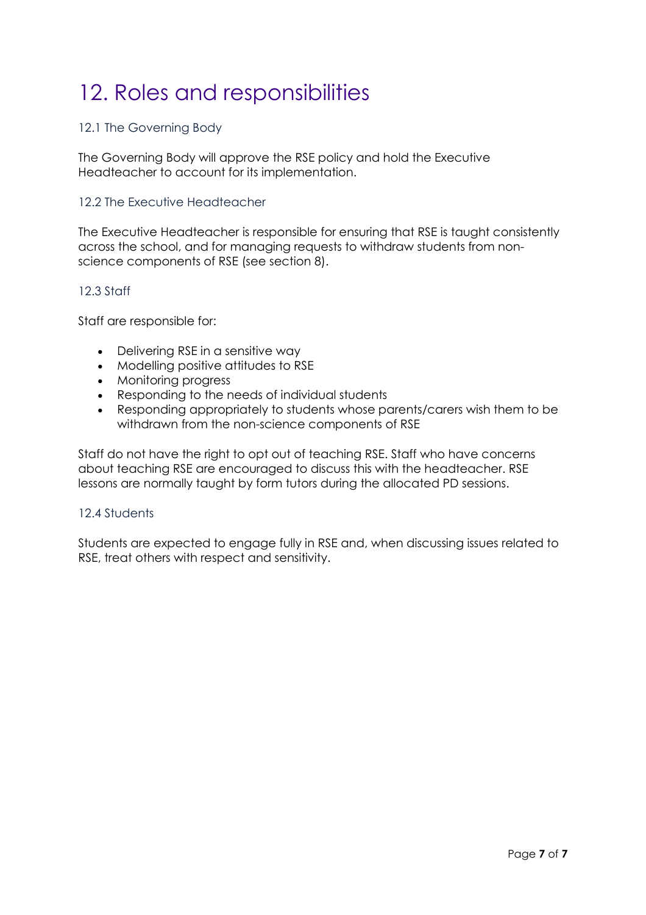# 12. Roles and responsibilities

### 12.1 The Governing Body

The Governing Body will approve the RSE policy and hold the Executive Headteacher to account for its implementation.

### 12.2 The Executive Headteacher

The Executive Headteacher is responsible for ensuring that RSE is taught consistently across the school, and for managing requests to withdraw students from non-science components of RSE (see section 8).

### 12.3 Staff

Staff are responsible for:

- Delivering RSE in a sensitive way
- Modelling positive attitudes to RSE
- Monitoring progress
- Responding to the needs of individual students
- Responding appropriately to students whose parents/carers wish them to be withdrawn from the non-science components of RSE

Staff do not have the right to opt out of teaching RSE. Staff who have concerns about teaching RSE are encouraged to discuss this with the headteacher. RSE lessons are normally taught by form tutors during the allocated PD sessions.

### 12.4 Students

Students are expected to engage fully in RSE and, when discussing issues related to RSE, treat others with respect and sensitivity.